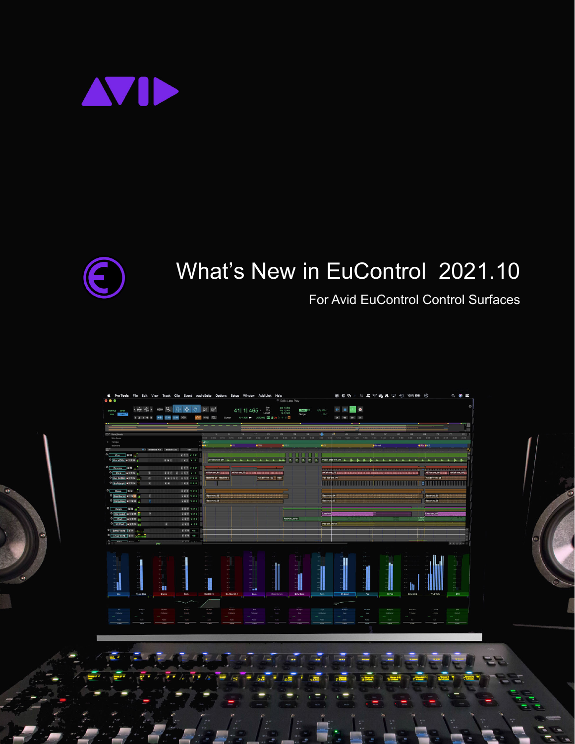# What’s New in EuControl 2021.10

For Avid EuControl Control Surfaces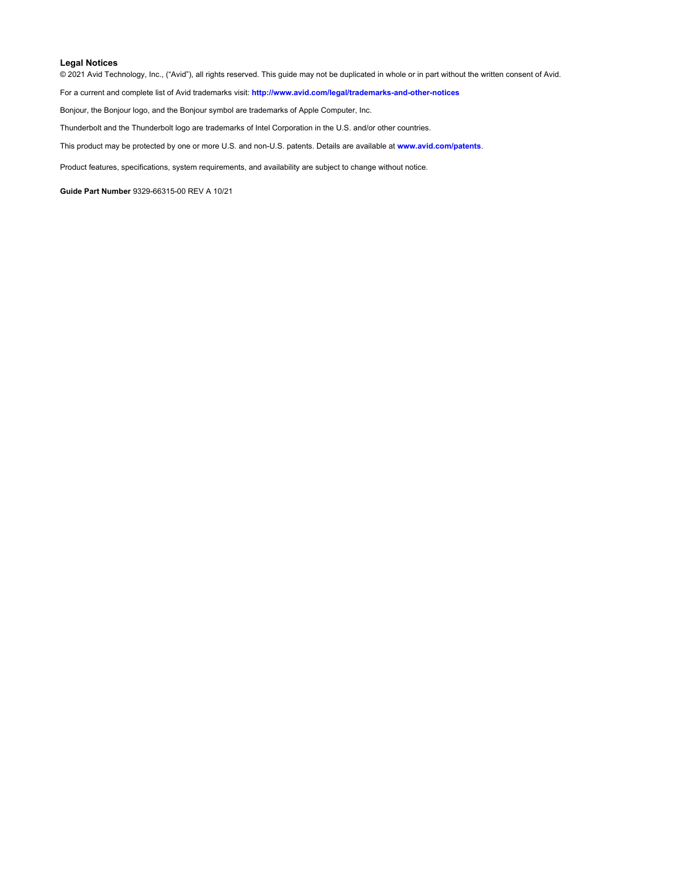### Legal Notices

© 2021 Avid Technology, Inc., (“Avid”), all rights reserved. This guide may not be duplicated in whole or in part without the written consent of Avid.

For a current and complete list of Avid trademarks visit: **http://www.avid.com/legal/trademarks-and-other-notices**

Bonjour, the Bonjour logo, and the Bonjour symbol are trademarks of Apple Computer, Inc.

Thunderbolt and the Thunderbolt logo are trademarks of Intel Corporation in the U.S. and/or other countries.

This product may be protected by one or more U.S. and non-U.S. patents. Details are available at **www.avid.com/patents**.

Product features, specifications, system requirements, and availability are subject to change without notice.

**Guide Part Number** 9329-66315-00 REV A 10/21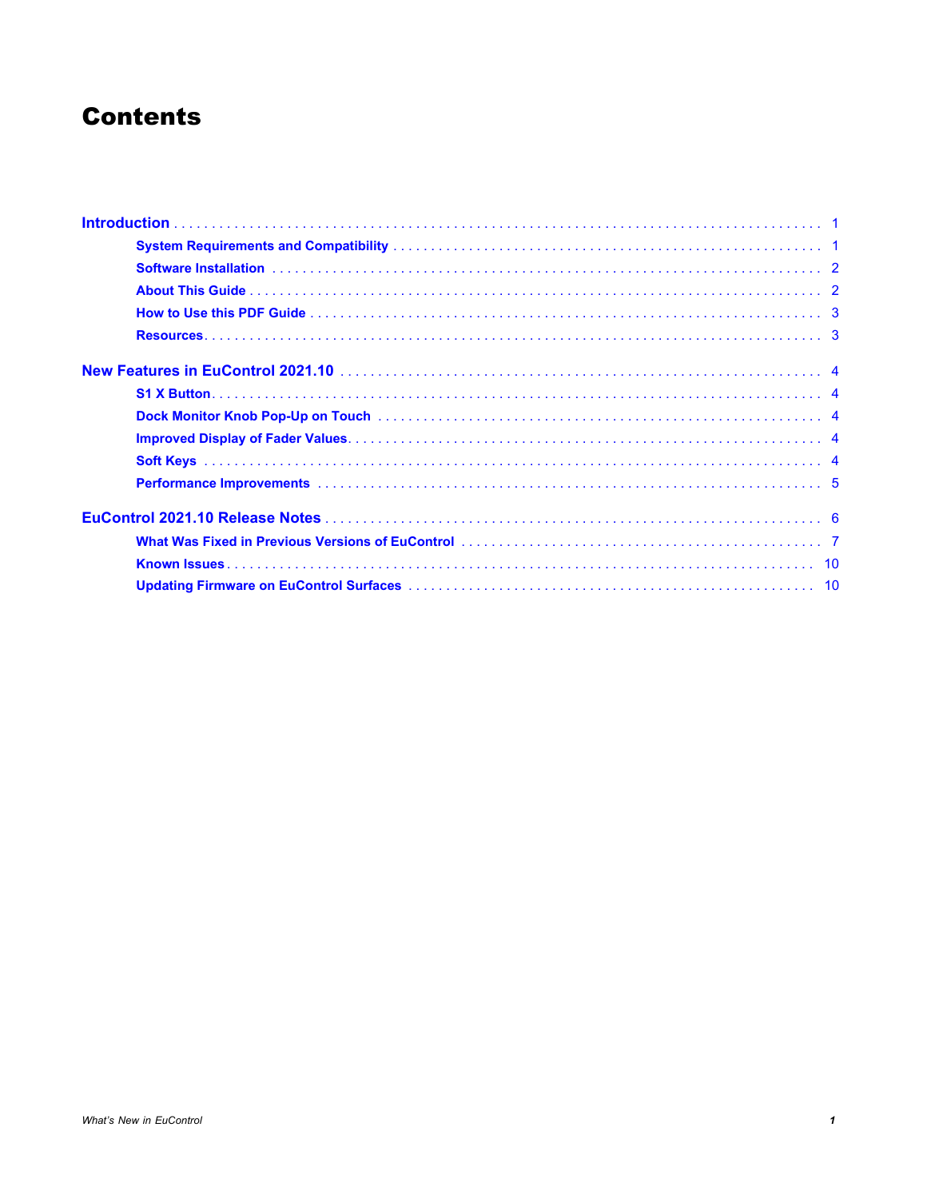# Contents

Introduction . . . . . . . . . . 1

- System Requirements and Compatibility . . . . . . . . . . 1
- Software Installation . . . . . . . . . . 2
- About This Guide . . . . . . . . . . 2
- How to Use this PDF Guide . . . . . . . . . . 3
- Resources . . . . . . . . . . 3

New Features in EuControl 2021.10 . . . . . . . . . . 4

- S1 X Button . . . . . . . . . . 4
- Dock Monitor Knob Pop-Up on Touch . . . . . . . . . . 4
- Improved Display of Fader Values . . . . . . . . . . 4
- Soft Keys . . . . . . . . . . 4
- Performance Improvements . . . . . . . . . . 5

EuControl 2021.10 Release Notes . . . . . . . . . . 6

- What Was Fixed in Previous Versions of EuControl . . . . . . . . . . 7
- Known Issues . . . . . . . . . . 10
- Updating Firmware on EuControl Surfaces . . . . . . . . . . 10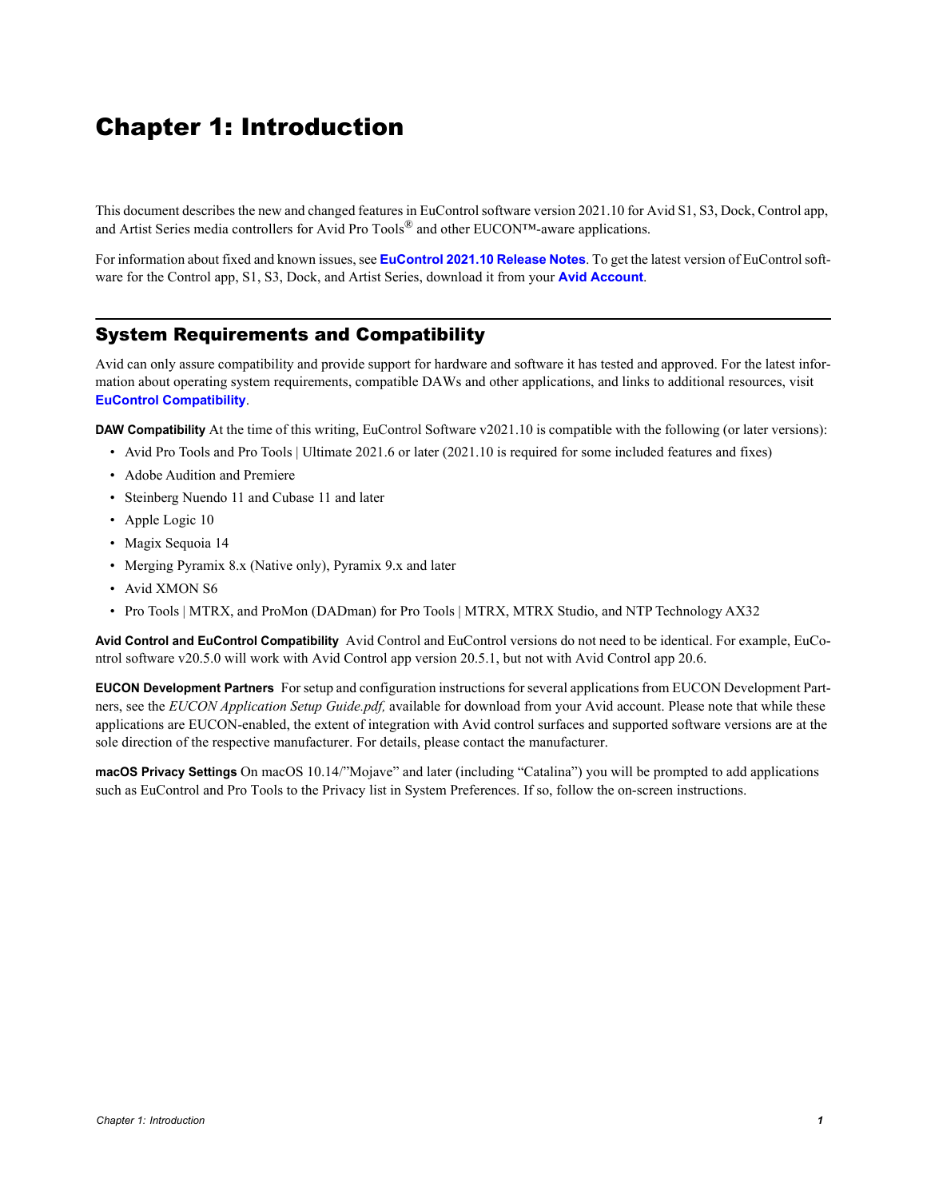# Chapter 1: Introduction

This document describes the new and changed features in EuControl software version 2021.10 for Avid S1, S3, Dock, Control app, and Artist Series media controllers for Avid Pro Tools® and other EUCON™-aware applications.

For information about fixed and known issues, see **EuControl 2021.10 Release Notes**. To get the latest version of EuControl software for the Control app, S1, S3, Dock, and Artist Series, download it from your **Avid Account**.

## System Requirements and Compatibility

Avid can only assure compatibility and provide support for hardware and software it has tested and approved. For the latest information about operating system requirements, compatible DAWs and other applications, and links to additional resources, visit **EuControl Compatibility**.

**DAW Compatibility** At the time of this writing, EuControl Software v2021.10 is compatible with the following (or later versions):

- Avid Pro Tools and Pro Tools | Ultimate 2021.6 or later (2021.10 is required for some included features and fixes)
- Adobe Audition and Premiere
- Steinberg Nuendo 11 and Cubase 11 and later
- Apple Logic 10
- Magix Sequoia 14
- Merging Pyramix 8.x (Native only), Pyramix 9.x and later
- Avid XMON S6
- Pro Tools | MTRX, and ProMon (DADman) for Pro Tools | MTRX, MTRX Studio, and NTP Technology AX32

**Avid Control and EuControl Compatibility** Avid Control and EuControl versions do not need to be identical. For example, EuControl software v20.5.0 will work with Avid Control app version 20.5.1, but not with Avid Control app 20.6.

**EUCON Development Partners** For setup and configuration instructions for several applications from EUCON Development Partners, see the *EUCON Application Setup Guide.pdf,* available for download from your Avid account. Please note that while these applications are EUCON-enabled, the extent of integration with Avid control surfaces and supported software versions are at the sole direction of the respective manufacturer. For details, please contact the manufacturer.

**macOS Privacy Settings** On macOS 10.14/"Mojave" and later (including "Catalina") you will be prompted to add applications such as EuControl and Pro Tools to the Privacy list in System Preferences. If so, follow the on-screen instructions.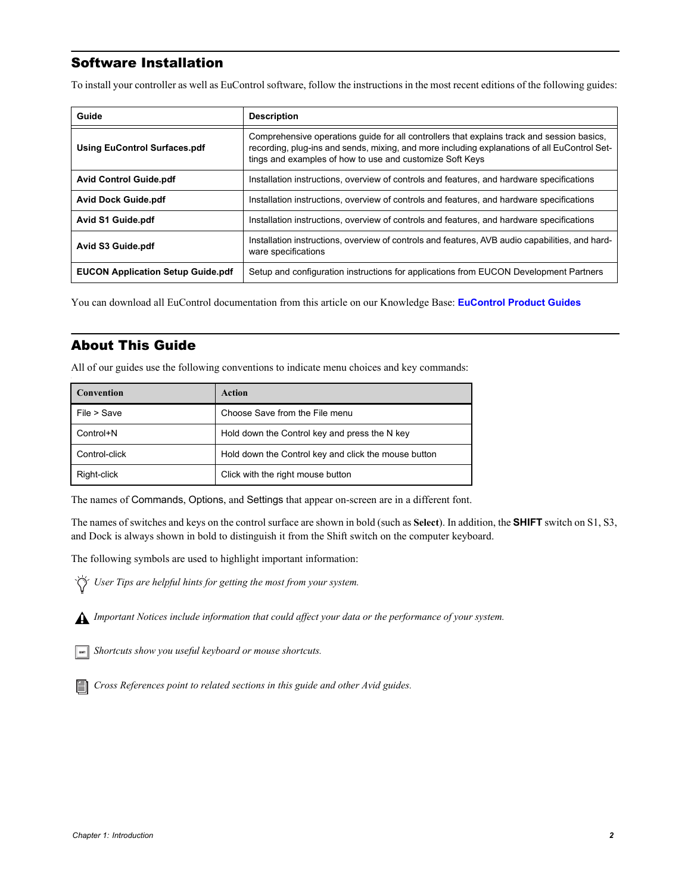## Software Installation

To install your controller as well as EuControl software, follow the instructions in the most recent editions of the following guides:

| Guide | Description |
|---|---|
| **Using EuControl Surfaces.pdf** | Comprehensive operations guide for all controllers that explains track and session basics, recording, plug-ins and sends, mixing, and more including explanations of all EuControl Settings and examples of how to use and customize Soft Keys |
| **Avid Control Guide.pdf** | Installation instructions, overview of controls and features, and hardware specifications |
| **Avid Dock Guide.pdf** | Installation instructions, overview of controls and features, and hardware specifications |
| **Avid S1 Guide.pdf** | Installation instructions, overview of controls and features, and hardware specifications |
| **Avid S3 Guide.pdf** | Installation instructions, overview of controls and features, AVB audio capabilities, and hardware specifications |
| **EUCON Application Setup Guide.pdf** | Setup and configuration instructions for applications from EUCON Development Partners |

You can download all EuControl documentation from this article on our Knowledge Base: **EuControl Product Guides**

## About This Guide

All of our guides use the following conventions to indicate menu choices and key commands:

| Convention | Action |
|---|---|
| File > Save | Choose Save from the File menu |
| Control+N | Hold down the Control key and press the N key |
| Control-click | Hold down the Control key and click the mouse button |
| Right-click | Click with the right mouse button |

The names of Commands, Options, and Settings that appear on-screen are in a different font.

The names of switches and keys on the control surface are shown in bold (such as **Select**). In addition, the **SHIFT** switch on S1, S3, and Dock is always shown in bold to distinguish it from the Shift switch on the computer keyboard.

The following symbols are used to highlight important information:

*User Tips are helpful hints for getting the most from your system.*

*Important Notices include information that could affect your data or the performance of your system.*

*Shortcuts show you useful keyboard or mouse shortcuts.*

*Cross References point to related sections in this guide and other Avid guides.*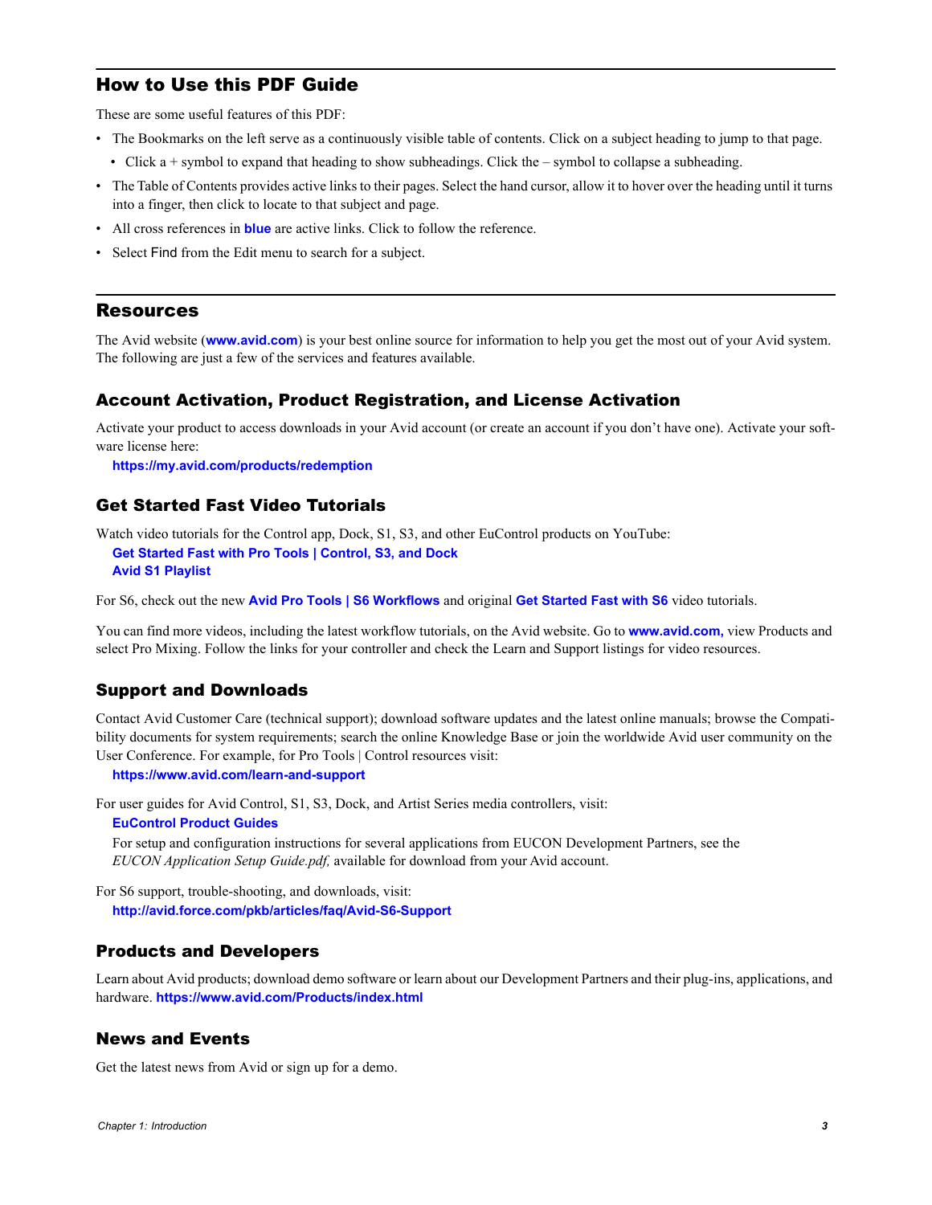## How to Use this PDF Guide

These are some useful features of this PDF:

- The Bookmarks on the left serve as a continuously visible table of contents. Click on a subject heading to jump to that page.
  - Click a + symbol to expand that heading to show subheadings. Click the – symbol to collapse a subheading.
- The Table of Contents provides active links to their pages. Select the hand cursor, allow it to hover over the heading until it turns into a finger, then click to locate to that subject and page.
- All cross references in **blue** are active links. Click to follow the reference.
- Select Find from the Edit menu to search for a subject.

## Resources

The Avid website (**www.avid.com**) is your best online source for information to help you get the most out of your Avid system. The following are just a few of the services and features available.

### Account Activation, Product Registration, and License Activation

Activate your product to access downloads in your Avid account (or create an account if you don't have one). Activate your software license here:

**https://my.avid.com/products/redemption**

### Get Started Fast Video Tutorials

Watch video tutorials for the Control app, Dock, S1, S3, and other EuControl products on YouTube:

**Get Started Fast with Pro Tools | Control, S3, and Dock**
**Avid S1 Playlist**

For S6, check out the new **Avid Pro Tools | S6 Workflows** and original **Get Started Fast with S6** video tutorials.

You can find more videos, including the latest workflow tutorials, on the Avid website. Go to **www.avid.com,** view Products and select Pro Mixing. Follow the links for your controller and check the Learn and Support listings for video resources.

### Support and Downloads

Contact Avid Customer Care (technical support); download software updates and the latest online manuals; browse the Compatibility documents for system requirements; search the online Knowledge Base or join the worldwide Avid user community on the User Conference. For example, for Pro Tools | Control resources visit:

**https://www.avid.com/learn-and-support**

For user guides for Avid Control, S1, S3, Dock, and Artist Series media controllers, visit:

**EuControl Product Guides**

For setup and configuration instructions for several applications from EUCON Development Partners, see the *EUCON Application Setup Guide.pdf,* available for download from your Avid account.

For S6 support, trouble-shooting, and downloads, visit:

**http://avid.force.com/pkb/articles/faq/Avid-S6-Support**

### Products and Developers

Learn about Avid products; download demo software or learn about our Development Partners and their plug-ins, applications, and hardware. **https://www.avid.com/Products/index.html**

### News and Events

Get the latest news from Avid or sign up for a demo.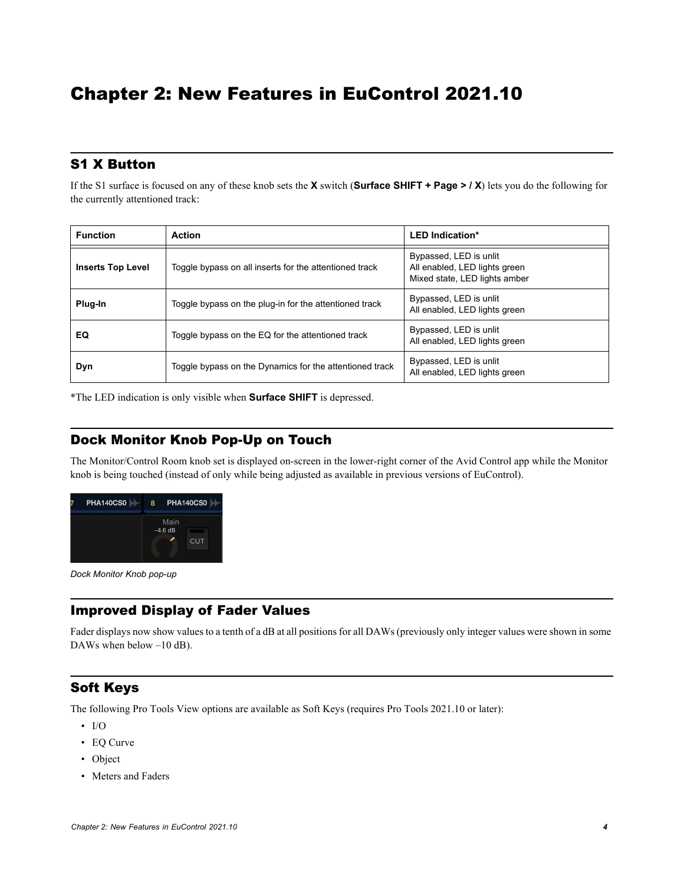# Chapter 2: New Features in EuControl 2021.10

## S1 X Button

If the S1 surface is focused on any of these knob sets the **X** switch (**Surface SHIFT + Page > / X**) lets you do the following for the currently attentioned track:

| Function | Action | LED Indication* |
| --- | --- | --- |
| **Inserts Top Level** | Toggle bypass on all inserts for the attentioned track | Bypassed, LED is unlit<br>All enabled, LED lights green<br>Mixed state, LED lights amber |
| **Plug-In** | Toggle bypass on the plug-in for the attentioned track | Bypassed, LED is unlit<br>All enabled, LED lights green |
| **EQ** | Toggle bypass on the EQ for the attentioned track | Bypassed, LED is unlit<br>All enabled, LED lights green |
| **Dyn** | Toggle bypass on the Dynamics for the attentioned track | Bypassed, LED is unlit<br>All enabled, LED lights green |

*The LED indication is only visible when **Surface SHIFT** is depressed.

## Dock Monitor Knob Pop-Up on Touch

The Monitor/Control Room knob set is displayed on-screen in the lower-right corner of the Avid Control app while the Monitor knob is being touched (instead of only while being adjusted as available in previous versions of EuControl).

*Dock Monitor Knob pop-up*

## Improved Display of Fader Values

Fader displays now show values to a tenth of a dB at all positions for all DAWs (previously only integer values were shown in some DAWs when below –10 dB).

## Soft Keys

The following Pro Tools View options are available as Soft Keys (requires Pro Tools 2021.10 or later):

- I/O
- EQ Curve
- Object
- Meters and Faders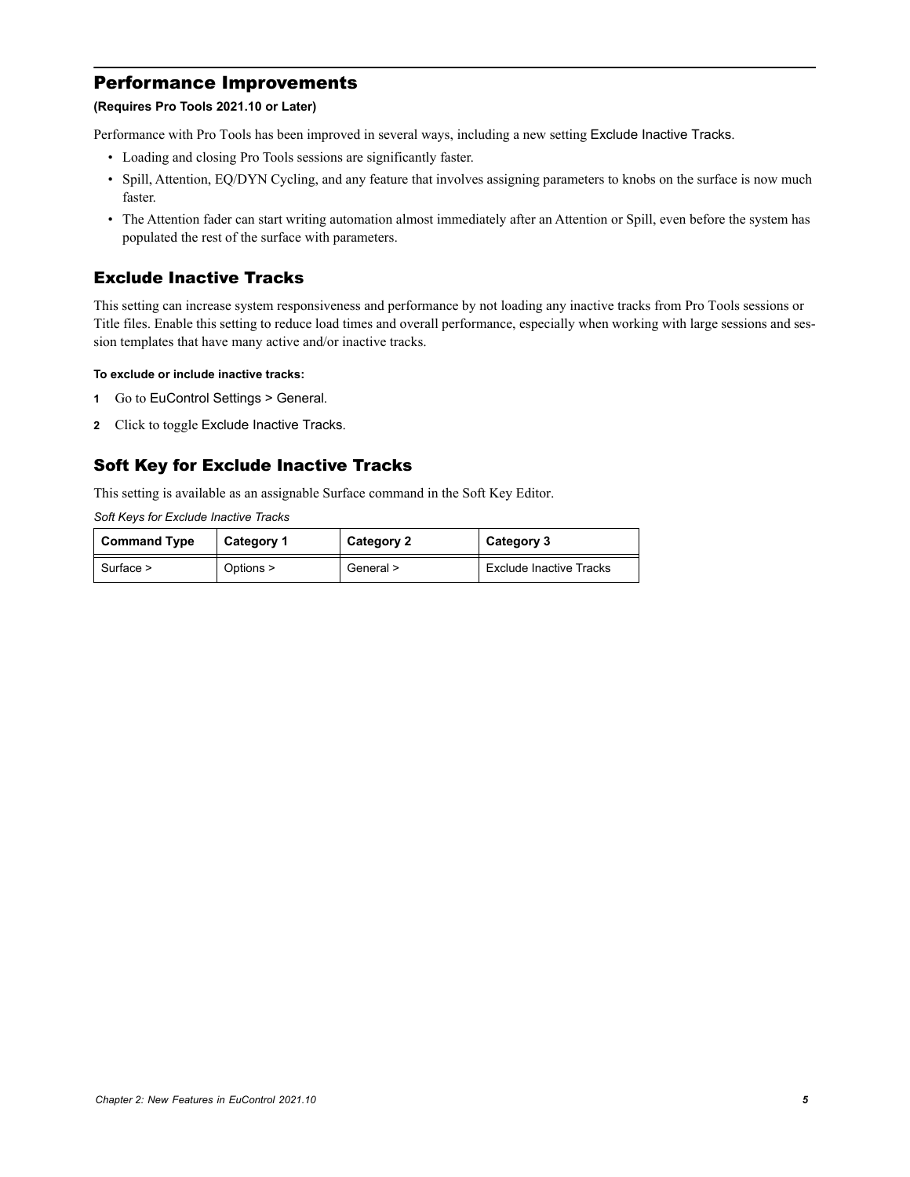## Performance Improvements

**(Requires Pro Tools 2021.10 or Later)**

Performance with Pro Tools has been improved in several ways, including a new setting Exclude Inactive Tracks.

- Loading and closing Pro Tools sessions are significantly faster.
- Spill, Attention, EQ/DYN Cycling, and any feature that involves assigning parameters to knobs on the surface is now much faster.
- The Attention fader can start writing automation almost immediately after an Attention or Spill, even before the system has populated the rest of the surface with parameters.

### Exclude Inactive Tracks

This setting can increase system responsiveness and performance by not loading any inactive tracks from Pro Tools sessions or Title files. Enable this setting to reduce load times and overall performance, especially when working with large sessions and session templates that have many active and/or inactive tracks.

**To exclude or include inactive tracks:**

1. Go to EuControl Settings > General.
2. Click to toggle Exclude Inactive Tracks.

### Soft Key for Exclude Inactive Tracks

This setting is available as an assignable Surface command in the Soft Key Editor.

*Soft Keys for Exclude Inactive Tracks*

| Command Type | Category 1 | Category 2 | Category 3 |
|---|---|---|---|
| Surface > | Options > | General > | Exclude Inactive Tracks |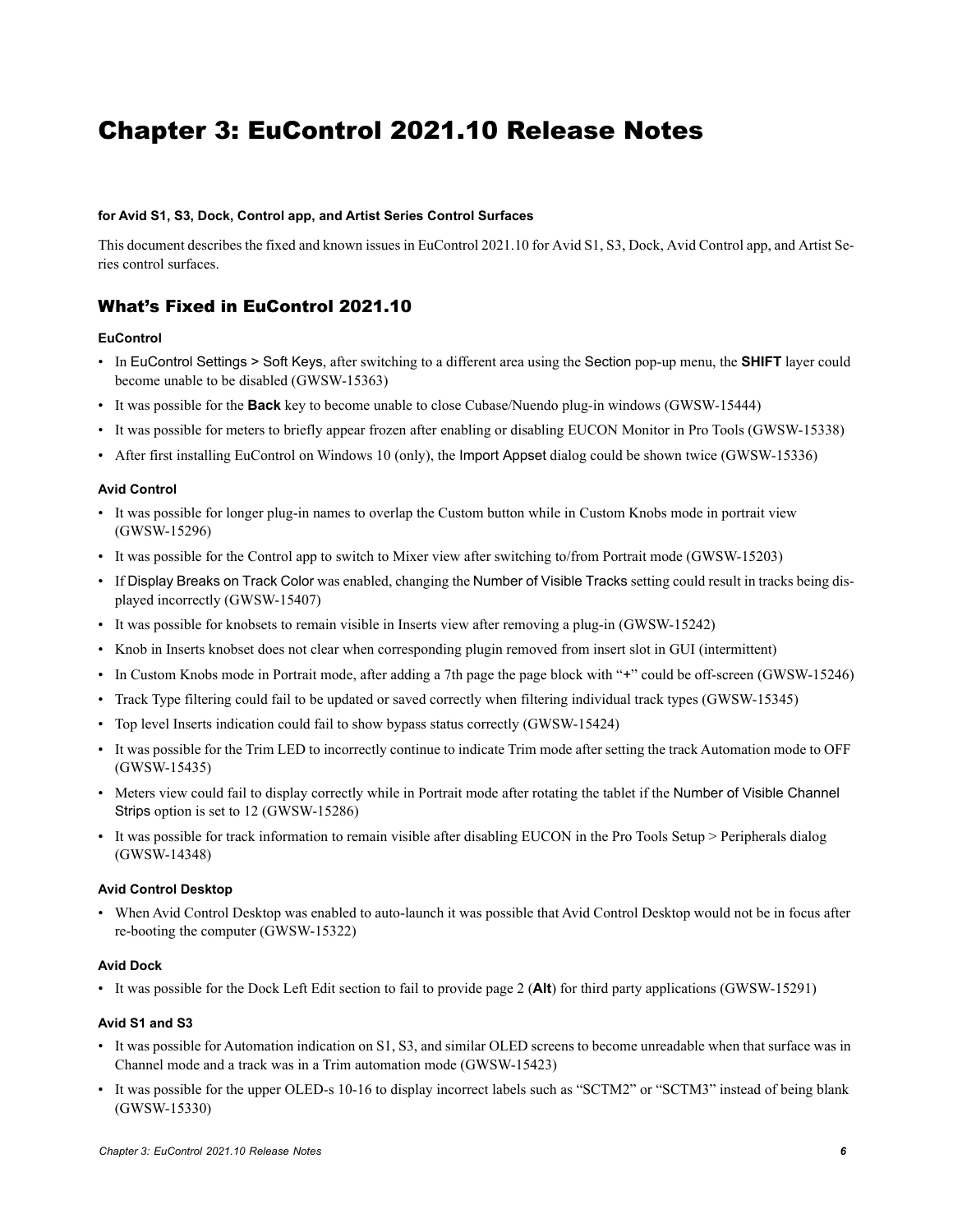# Chapter 3: EuControl 2021.10 Release Notes

**for Avid S1, S3, Dock, Control app, and Artist Series Control Surfaces**

This document describes the fixed and known issues in EuControl 2021.10 for Avid S1, S3, Dock, Avid Control app, and Artist Series control surfaces.

## What's Fixed in EuControl 2021.10

### EuControl

- In EuControl Settings > Soft Keys, after switching to a different area using the Section pop-up menu, the **SHIFT** layer could become unable to be disabled (GWSW-15363)
- It was possible for the **Back** key to become unable to close Cubase/Nuendo plug-in windows (GWSW-15444)
- It was possible for meters to briefly appear frozen after enabling or disabling EUCON Monitor in Pro Tools (GWSW-15338)
- After first installing EuControl on Windows 10 (only), the Import Appset dialog could be shown twice (GWSW-15336)

### Avid Control

- It was possible for longer plug-in names to overlap the Custom button while in Custom Knobs mode in portrait view (GWSW-15296)
- It was possible for the Control app to switch to Mixer view after switching to/from Portrait mode (GWSW-15203)
- If Display Breaks on Track Color was enabled, changing the Number of Visible Tracks setting could result in tracks being displayed incorrectly (GWSW-15407)
- It was possible for knobsets to remain visible in Inserts view after removing a plug-in (GWSW-15242)
- Knob in Inserts knobset does not clear when corresponding plugin removed from insert slot in GUI (intermittent)
- In Custom Knobs mode in Portrait mode, after adding a 7th page the page block with "+" could be off-screen (GWSW-15246)
- Track Type filtering could fail to be updated or saved correctly when filtering individual track types (GWSW-15345)
- Top level Inserts indication could fail to show bypass status correctly (GWSW-15424)
- It was possible for the Trim LED to incorrectly continue to indicate Trim mode after setting the track Automation mode to OFF (GWSW-15435)
- Meters view could fail to display correctly while in Portrait mode after rotating the tablet if the Number of Visible Channel Strips option is set to 12 (GWSW-15286)
- It was possible for track information to remain visible after disabling EUCON in the Pro Tools Setup > Peripherals dialog (GWSW-14348)

### Avid Control Desktop

- When Avid Control Desktop was enabled to auto-launch it was possible that Avid Control Desktop would not be in focus after re-booting the computer (GWSW-15322)

### Avid Dock

- It was possible for the Dock Left Edit section to fail to provide page 2 (**Alt**) for third party applications (GWSW-15291)

### Avid S1 and S3

- It was possible for Automation indication on S1, S3, and similar OLED screens to become unreadable when that surface was in Channel mode and a track was in a Trim automation mode (GWSW-15423)
- It was possible for the upper OLED-s 10-16 to display incorrect labels such as "SCTM2" or "SCTM3" instead of being blank (GWSW-15330)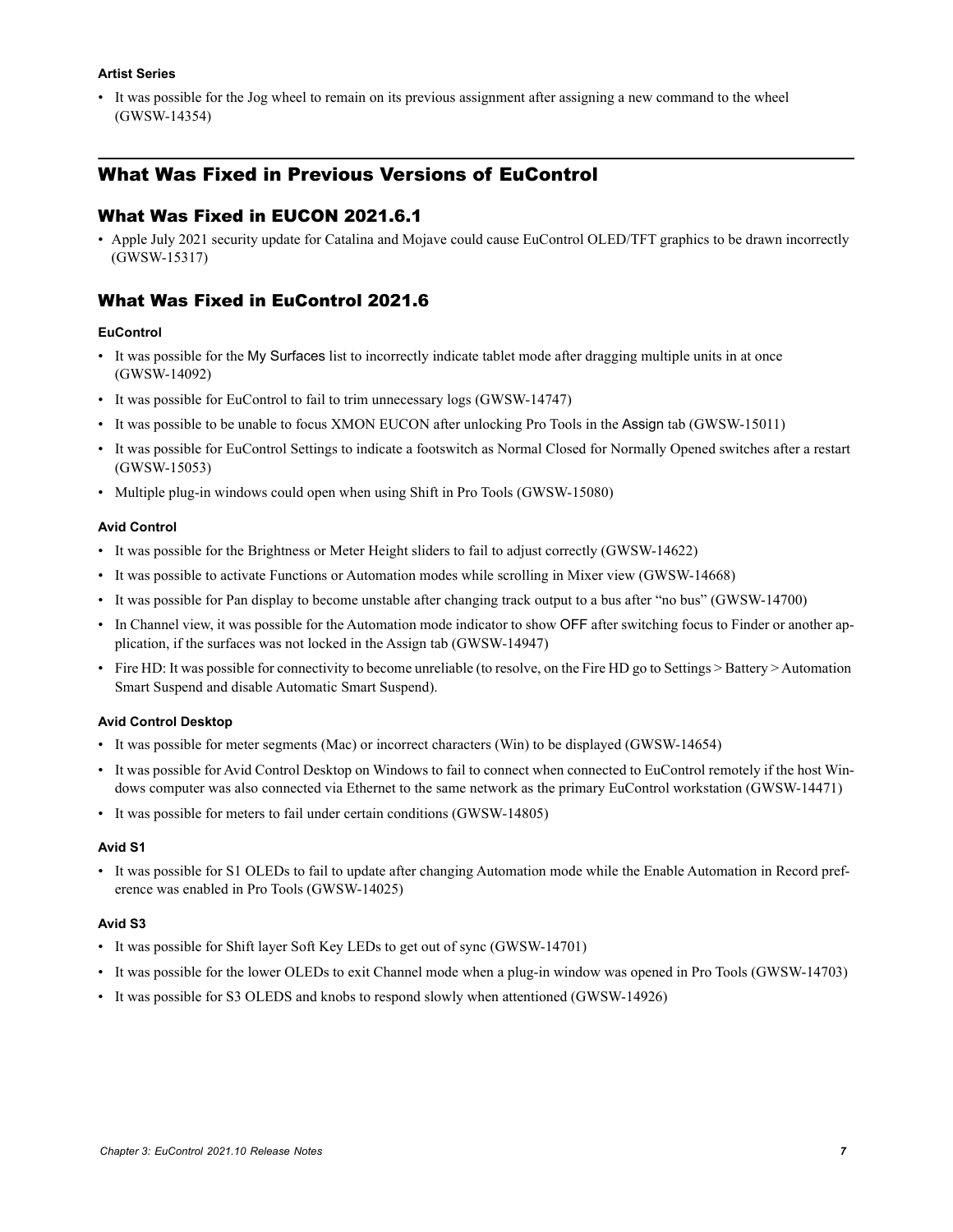#### Artist Series

- It was possible for the Jog wheel to remain on its previous assignment after assigning a new command to the wheel (GWSW-14354)

## What Was Fixed in Previous Versions of EuControl

### What Was Fixed in EUCON 2021.6.1

- Apple July 2021 security update for Catalina and Mojave could cause EuControl OLED/TFT graphics to be drawn incorrectly (GWSW-15317)

### What Was Fixed in EuControl 2021.6

#### EuControl

- It was possible for the My Surfaces list to incorrectly indicate tablet mode after dragging multiple units in at once (GWSW-14092)
- It was possible for EuControl to fail to trim unnecessary logs (GWSW-14747)
- It was possible to be unable to focus XMON EUCON after unlocking Pro Tools in the Assign tab (GWSW-15011)
- It was possible for EuControl Settings to indicate a footswitch as Normal Closed for Normally Opened switches after a restart (GWSW-15053)
- Multiple plug-in windows could open when using Shift in Pro Tools (GWSW-15080)

#### Avid Control

- It was possible for the Brightness or Meter Height sliders to fail to adjust correctly (GWSW-14622)
- It was possible to activate Functions or Automation modes while scrolling in Mixer view (GWSW-14668)
- It was possible for Pan display to become unstable after changing track output to a bus after "no bus" (GWSW-14700)
- In Channel view, it was possible for the Automation mode indicator to show OFF after switching focus to Finder or another application, if the surfaces was not locked in the Assign tab (GWSW-14947)
- Fire HD: It was possible for connectivity to become unreliable (to resolve, on the Fire HD go to Settings > Battery > Automation Smart Suspend and disable Automatic Smart Suspend).

#### Avid Control Desktop

- It was possible for meter segments (Mac) or incorrect characters (Win) to be displayed (GWSW-14654)
- It was possible for Avid Control Desktop on Windows to fail to connect when connected to EuControl remotely if the host Windows computer was also connected via Ethernet to the same network as the primary EuControl workstation (GWSW-14471)
- It was possible for meters to fail under certain conditions (GWSW-14805)

#### Avid S1

- It was possible for S1 OLEDs to fail to update after changing Automation mode while the Enable Automation in Record preference was enabled in Pro Tools (GWSW-14025)

#### Avid S3

- It was possible for Shift layer Soft Key LEDs to get out of sync (GWSW-14701)
- It was possible for the lower OLEDs to exit Channel mode when a plug-in window was opened in Pro Tools (GWSW-14703)
- It was possible for S3 OLEDS and knobs to respond slowly when attentioned (GWSW-14926)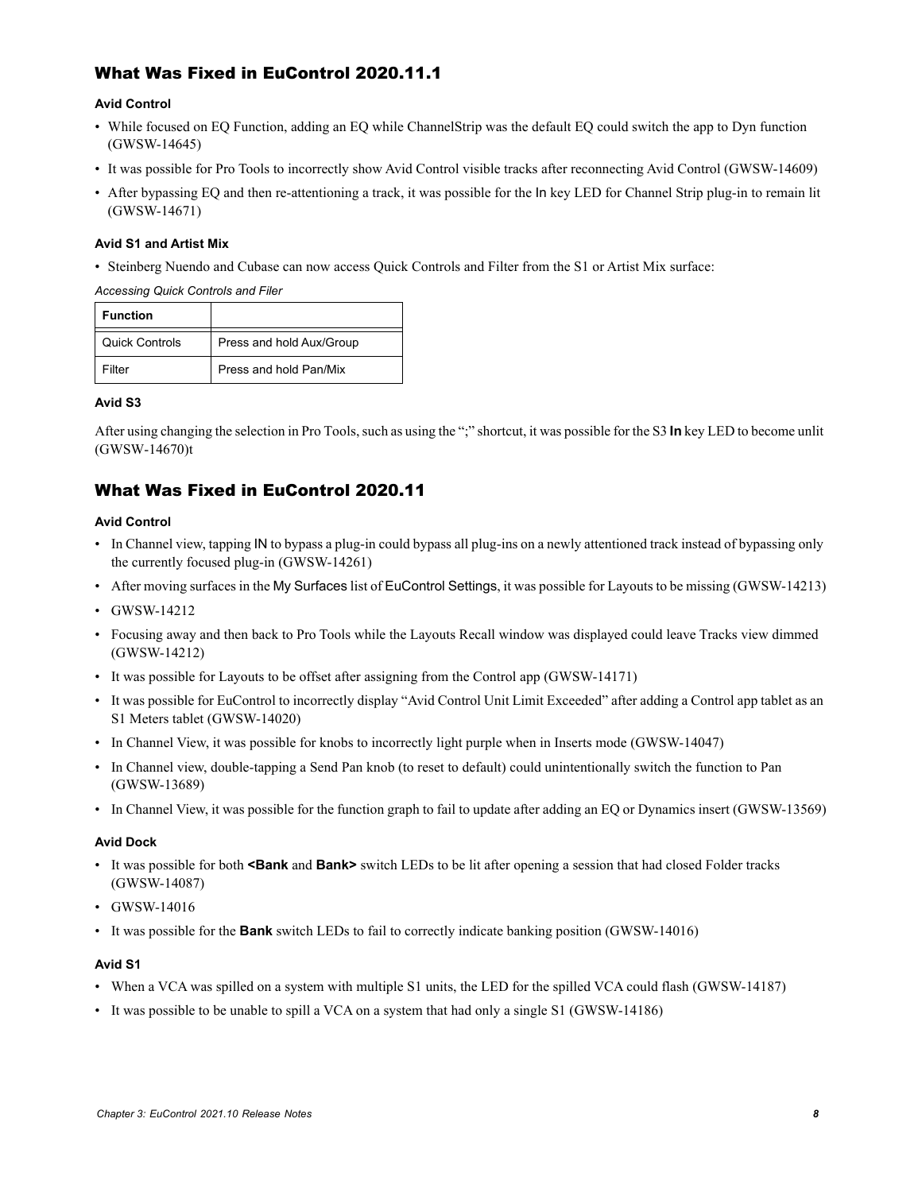## What Was Fixed in EuControl 2020.11.1

### Avid Control

- While focused on EQ Function, adding an EQ while ChannelStrip was the default EQ could switch the app to Dyn function (GWSW-14645)
- It was possible for Pro Tools to incorrectly show Avid Control visible tracks after reconnecting Avid Control (GWSW-14609)
- After bypassing EQ and then re-attentioning a track, it was possible for the In key LED for Channel Strip plug-in to remain lit (GWSW-14671)

### Avid S1 and Artist Mix

- Steinberg Nuendo and Cubase can now access Quick Controls and Filter from the S1 or Artist Mix surface:

*Accessing Quick Controls and Filer*

| Function | |
|---|---|
| Quick Controls | Press and hold Aux/Group |
| Filter | Press and hold Pan/Mix |

### Avid S3

After using changing the selection in Pro Tools, such as using the ";" shortcut, it was possible for the S3 **In** key LED to become unlit (GWSW-14670)t

## What Was Fixed in EuControl 2020.11

### Avid Control

- In Channel view, tapping IN to bypass a plug-in could bypass all plug-ins on a newly attentioned track instead of bypassing only the currently focused plug-in (GWSW-14261)
- After moving surfaces in the My Surfaces list of EuControl Settings, it was possible for Layouts to be missing (GWSW-14213)
- GWSW-14212
- Focusing away and then back to Pro Tools while the Layouts Recall window was displayed could leave Tracks view dimmed (GWSW-14212)
- It was possible for Layouts to be offset after assigning from the Control app (GWSW-14171)
- It was possible for EuControl to incorrectly display "Avid Control Unit Limit Exceeded" after adding a Control app tablet as an S1 Meters tablet (GWSW-14020)
- In Channel View, it was possible for knobs to incorrectly light purple when in Inserts mode (GWSW-14047)
- In Channel view, double-tapping a Send Pan knob (to reset to default) could unintentionally switch the function to Pan (GWSW-13689)
- In Channel View, it was possible for the function graph to fail to update after adding an EQ or Dynamics insert (GWSW-13569)

### Avid Dock

- It was possible for both **<Bank** and **Bank>** switch LEDs to be lit after opening a session that had closed Folder tracks (GWSW-14087)
- GWSW-14016
- It was possible for the **Bank** switch LEDs to fail to correctly indicate banking position (GWSW-14016)

### Avid S1

- When a VCA was spilled on a system with multiple S1 units, the LED for the spilled VCA could flash (GWSW-14187)
- It was possible to be unable to spill a VCA on a system that had only a single S1 (GWSW-14186)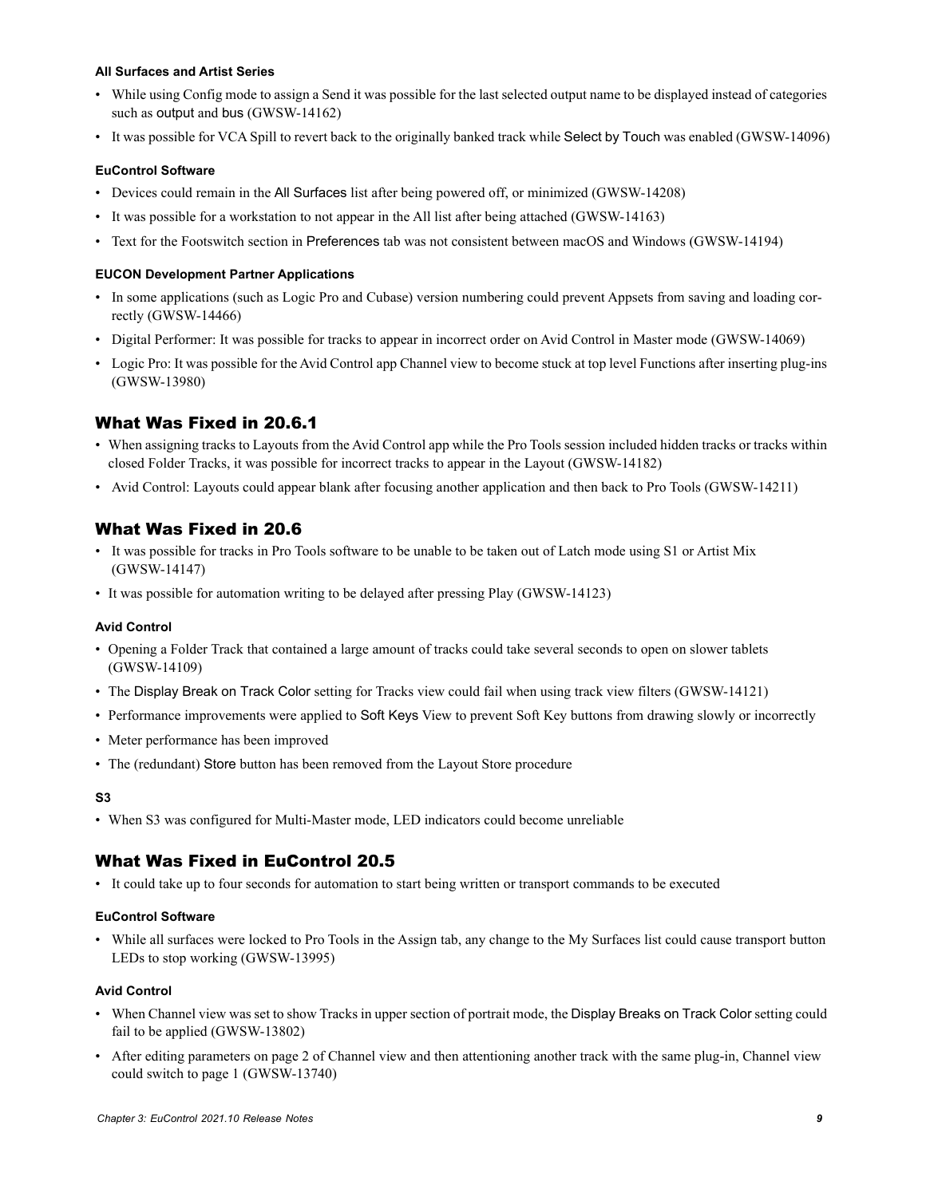#### All Surfaces and Artist Series

- While using Config mode to assign a Send it was possible for the last selected output name to be displayed instead of categories such as output and bus (GWSW-14162)
- It was possible for VCA Spill to revert back to the originally banked track while Select by Touch was enabled (GWSW-14096)

#### EuControl Software

- Devices could remain in the All Surfaces list after being powered off, or minimized (GWSW-14208)
- It was possible for a workstation to not appear in the All list after being attached (GWSW-14163)
- Text for the Footswitch section in Preferences tab was not consistent between macOS and Windows (GWSW-14194)

#### EUCON Development Partner Applications

- In some applications (such as Logic Pro and Cubase) version numbering could prevent Appsets from saving and loading correctly (GWSW-14466)
- Digital Performer: It was possible for tracks to appear in incorrect order on Avid Control in Master mode (GWSW-14069)
- Logic Pro: It was possible for the Avid Control app Channel view to become stuck at top level Functions after inserting plug-ins (GWSW-13980)

## What Was Fixed in 20.6.1

- When assigning tracks to Layouts from the Avid Control app while the Pro Tools session included hidden tracks or tracks within closed Folder Tracks, it was possible for incorrect tracks to appear in the Layout (GWSW-14182)
- Avid Control: Layouts could appear blank after focusing another application and then back to Pro Tools (GWSW-14211)

## What Was Fixed in 20.6

- It was possible for tracks in Pro Tools software to be unable to be taken out of Latch mode using S1 or Artist Mix (GWSW-14147)
- It was possible for automation writing to be delayed after pressing Play (GWSW-14123)

#### Avid Control

- Opening a Folder Track that contained a large amount of tracks could take several seconds to open on slower tablets (GWSW-14109)
- The Display Break on Track Color setting for Tracks view could fail when using track view filters (GWSW-14121)
- Performance improvements were applied to Soft Keys View to prevent Soft Key buttons from drawing slowly or incorrectly
- Meter performance has been improved
- The (redundant) Store button has been removed from the Layout Store procedure

#### S3

- When S3 was configured for Multi-Master mode, LED indicators could become unreliable

## What Was Fixed in EuControl 20.5

- It could take up to four seconds for automation to start being written or transport commands to be executed

#### EuControl Software

- While all surfaces were locked to Pro Tools in the Assign tab, any change to the My Surfaces list could cause transport button LEDs to stop working (GWSW-13995)

#### Avid Control

- When Channel view was set to show Tracks in upper section of portrait mode, the Display Breaks on Track Color setting could fail to be applied (GWSW-13802)
- After editing parameters on page 2 of Channel view and then attentioning another track with the same plug-in, Channel view could switch to page 1 (GWSW-13740)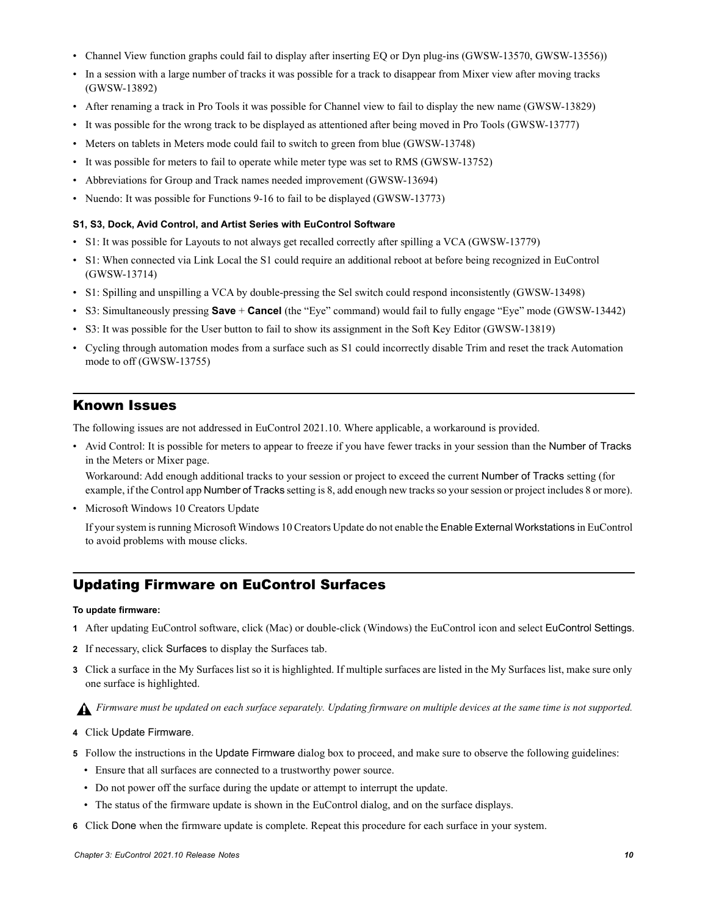- Channel View function graphs could fail to display after inserting EQ or Dyn plug-ins (GWSW-13570, GWSW-13556))
- In a session with a large number of tracks it was possible for a track to disappear from Mixer view after moving tracks (GWSW-13892)
- After renaming a track in Pro Tools it was possible for Channel view to fail to display the new name (GWSW-13829)
- It was possible for the wrong track to be displayed as attentioned after being moved in Pro Tools (GWSW-13777)
- Meters on tablets in Meters mode could fail to switch to green from blue (GWSW-13748)
- It was possible for meters to fail to operate while meter type was set to RMS (GWSW-13752)
- Abbreviations for Group and Track names needed improvement (GWSW-13694)
- Nuendo: It was possible for Functions 9-16 to fail to be displayed (GWSW-13773)

#### S1, S3, Dock, Avid Control, and Artist Series with EuControl Software

- S1: It was possible for Layouts to not always get recalled correctly after spilling a VCA (GWSW-13779)
- S1: When connected via Link Local the S1 could require an additional reboot at before being recognized in EuControl (GWSW-13714)
- S1: Spilling and unspilling a VCA by double-pressing the Sel switch could respond inconsistently (GWSW-13498)
- S3: Simultaneously pressing **Save** + **Cancel** (the "Eye" command) would fail to fully engage "Eye" mode (GWSW-13442)
- S3: It was possible for the User button to fail to show its assignment in the Soft Key Editor (GWSW-13819)
- Cycling through automation modes from a surface such as S1 could incorrectly disable Trim and reset the track Automation mode to off (GWSW-13755)

## Known Issues

The following issues are not addressed in EuControl 2021.10. Where applicable, a workaround is provided.

- Avid Control: It is possible for meters to appear to freeze if you have fewer tracks in your session than the Number of Tracks in the Meters or Mixer page.

  Workaround: Add enough additional tracks to your session or project to exceed the current Number of Tracks setting (for example, if the Control app Number of Tracks setting is 8, add enough new tracks so your session or project includes 8 or more).

- Microsoft Windows 10 Creators Update

  If your system is running Microsoft Windows 10 Creators Update do not enable the Enable External Workstations in EuControl to avoid problems with mouse clicks.

## Updating Firmware on EuControl Surfaces

**To update firmware:**

1. After updating EuControl software, click (Mac) or double-click (Windows) the EuControl icon and select EuControl Settings.
2. If necessary, click Surfaces to display the Surfaces tab.
3. Click a surface in the My Surfaces list so it is highlighted. If multiple surfaces are listed in the My Surfaces list, make sure only one surface is highlighted.

*Firmware must be updated on each surface separately. Updating firmware on multiple devices at the same time is not supported.*

4. Click Update Firmware.
5. Follow the instructions in the Update Firmware dialog box to proceed, and make sure to observe the following guidelines:
   - Ensure that all surfaces are connected to a trustworthy power source.
   - Do not power off the surface during the update or attempt to interrupt the update.
   - The status of the firmware update is shown in the EuControl dialog, and on the surface displays.
6. Click Done when the firmware update is complete. Repeat this procedure for each surface in your system.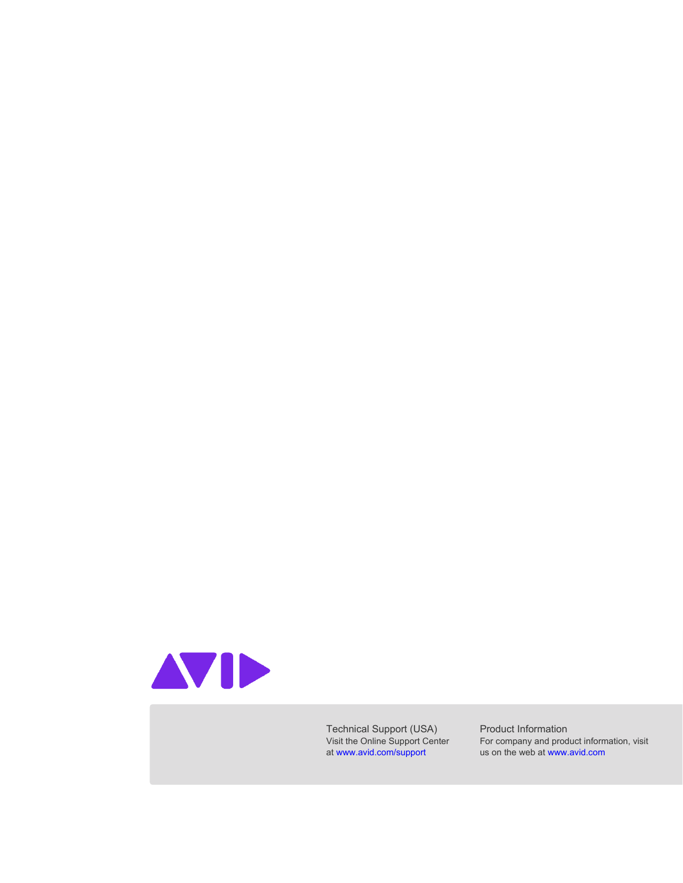Technical Support (USA)
Visit the Online Support Center at www.avid.com/support

Product Information
For company and product information, visit us on the web at www.avid.com